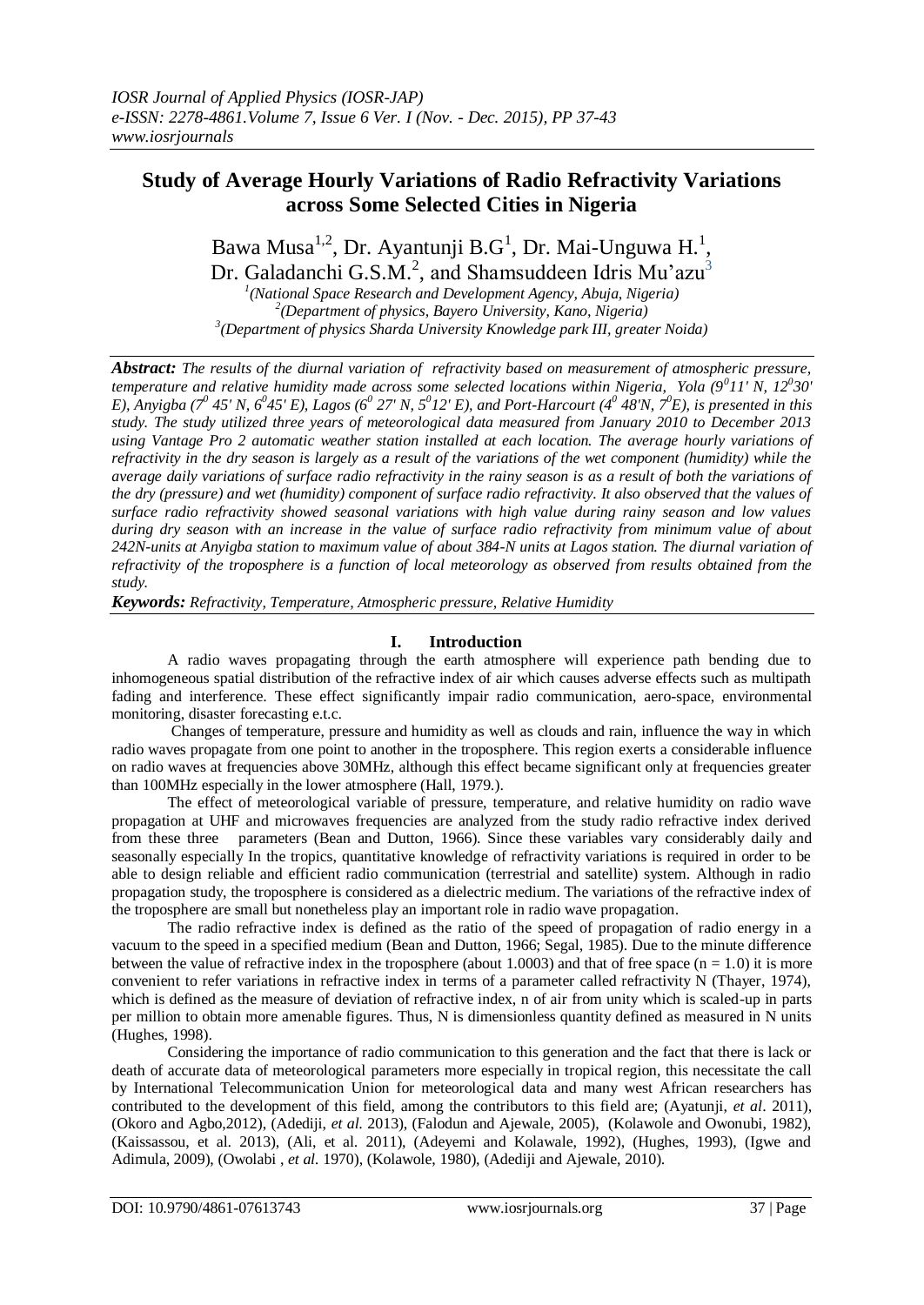# Study of Average Hourly Variations of Radio Refractivity Variations across Some Selected Cities in Nigeria

Bawa Musa[1,2], Dr. Ayantunji B.G[1], Dr. Mai-Unguwa H.[1], Dr. Galadanchi G.S.M.[2], and Shamsuddeen Idris Mu'azu[3]

[1](National Space Research and Development Agency, Abuja, Nigeria)
[2](Department of physics, Bayero University, Kano, Nigeria)
[3](Department of physics Sharda University Knowledge park III, greater Noida)

***Abstract:*** *The results of the diurnal variation of refractivity based on measurement of atmospheric pressure, temperature and relative humidity made across some selected locations within Nigeria, Yola ($9^0 11'$ N, $12^0 30'$ E), Anyigba ($7^0$ 45' N, $6^0 45'$ E), Lagos ($6^0$ 27' N, $5^0 12'$ E), and Port-Harcourt ($4^0$ 48'N, $7^0$E), is presented in this study. The study utilized three years of meteorological data measured from January 2010 to December 2013 using Vantage Pro 2 automatic weather station installed at each location. The average hourly variations of refractivity in the dry season is largely as a result of the variations of the wet component (humidity) while the average daily variations of surface radio refractivity in the rainy season is as a result of both the variations of the dry (pressure) and wet (humidity) component of surface radio refractivity. It also observed that the values of surface radio refractivity showed seasonal variations with high value during rainy season and low values during dry season with an increase in the value of surface radio refractivity from minimum value of about 242N-units at Anyigba station to maximum value of about 384-N units at Lagos station. The diurnal variation of refractivity of the troposphere is a function of local meteorology as observed from results obtained from the study.*

***Keywords:*** *Refractivity, Temperature, Atmospheric pressure, Relative Humidity*

## I. Introduction

A radio waves propagating through the earth atmosphere will experience path bending due to inhomogeneous spatial distribution of the refractive index of air which causes adverse effects such as multipath fading and interference. These effect significantly impair radio communication, aero-space, environmental monitoring, disaster forecasting e.t.c.

Changes of temperature, pressure and humidity as well as clouds and rain, influence the way in which radio waves propagate from one point to another in the troposphere. This region exerts a considerable influence on radio waves at frequencies above 30MHz, although this effect became significant only at frequencies greater than 100MHz especially in the lower atmosphere (Hall, 1979.).

The effect of meteorological variable of pressure, temperature, and relative humidity on radio wave propagation at UHF and microwaves frequencies are analyzed from the study radio refractive index derived from these three parameters (Bean and Dutton, 1966). Since these variables vary considerably daily and seasonally especially In the tropics, quantitative knowledge of refractivity variations is required in order to be able to design reliable and efficient radio communication (terrestrial and satellite) system. Although in radio propagation study, the troposphere is considered as a dielectric medium. The variations of the refractive index of the troposphere are small but nonetheless play an important role in radio wave propagation.

The radio refractive index is defined as the ratio of the speed of propagation of radio energy in a vacuum to the speed in a specified medium (Bean and Dutton, 1966; Segal, 1985). Due to the minute difference between the value of refractive index in the troposphere (about 1.0003) and that of free space ($n = 1.0$) it is more convenient to refer variations in refractive index in terms of a parameter called refractivity N (Thayer, 1974), which is defined as the measure of deviation of refractive index, n of air from unity which is scaled-up in parts per million to obtain more amenable figures. Thus, N is dimensionless quantity defined as measured in N units (Hughes, 1998).

Considering the importance of radio communication to this generation and the fact that there is lack or death of accurate data of meteorological parameters more especially in tropical region, this necessitate the call by International Telecommunication Union for meteorological data and many west African researchers has contributed to the development of this field, among the contributors to this field are; (Ayatunji, *et al*. 2011), (Okoro and Agbo,2012), (Adediji, *et al.* 2013), (Falodun and Ajewale, 2005), (Kolawole and Owonubi, 1982), (Kaissassou, et al. 2013), (Ali, et al. 2011), (Adeyemi and Kolawale, 1992), (Hughes, 1993), (Igwe and Adimula, 2009), (Owolabi , *et al.* 1970), (Kolawole, 1980), (Adediji and Ajewale, 2010).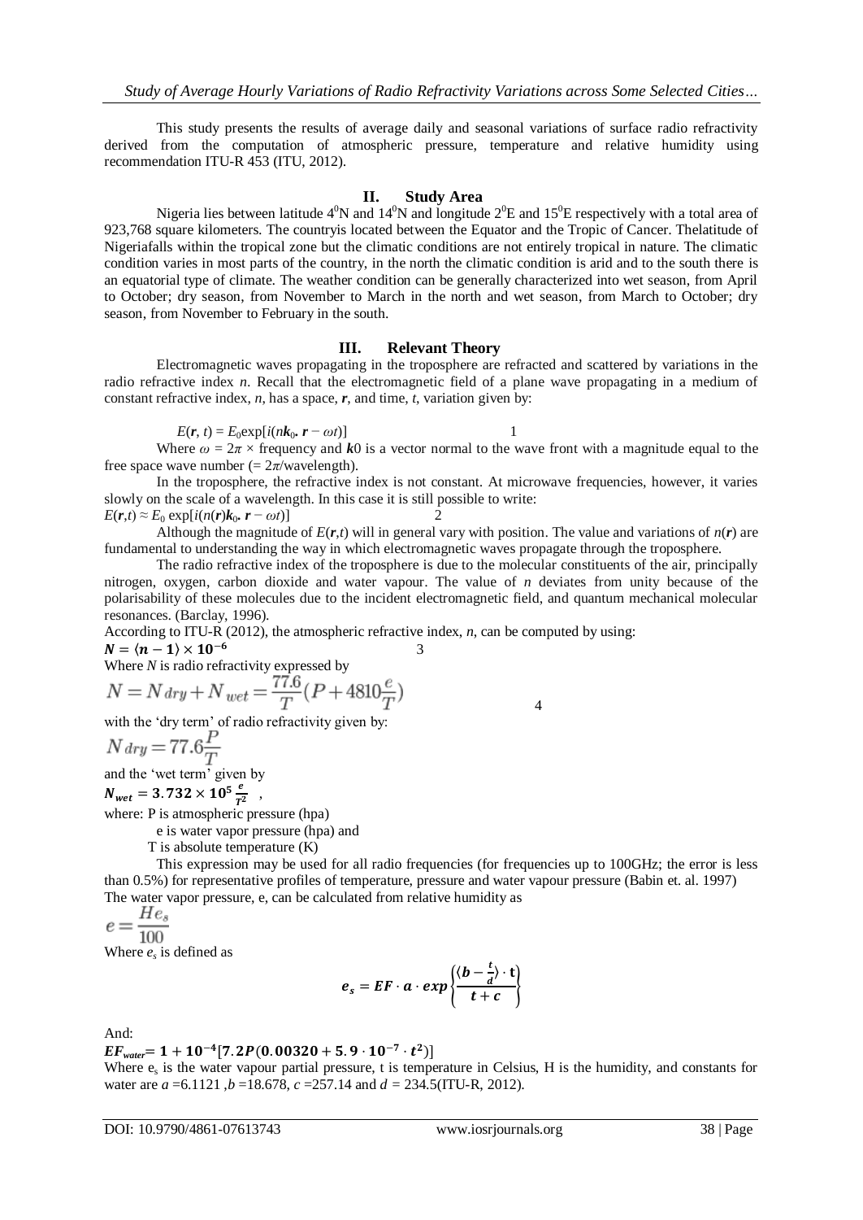This study presents the results of average daily and seasonal variations of surface radio refractivity derived from the computation of atmospheric pressure, temperature and relative humidity using recommendation ITU-R 453 (ITU, 2012).

## II. Study Area

Nigeria lies between latitude $4^0$N and $14^0$N and longitude $2^0$E and $15^0$E respectively with a total area of 923,768 square kilometers. The countryis located between the Equator and the Tropic of Cancer. Thelatitude of Nigeriafalls within the tropical zone but the climatic conditions are not entirely tropical in nature. The climatic condition varies in most parts of the country, in the north the climatic condition is arid and to the south there is an equatorial type of climate. The weather condition can be generally characterized into wet season, from April to October; dry season, from November to March in the north and wet season, from March to October; dry season, from November to February in the south.

## III. Relevant Theory

Electromagnetic waves propagating in the troposphere are refracted and scattered by variations in the radio refractive index *n*. Recall that the electromagnetic field of a plane wave propagating in a medium of constant refractive index, *n*, has a space, ***r***, and time, *t*, variation given by:

$$E(\boldsymbol{r}, t) = E_0 \exp[i(n\boldsymbol{k}_0 \cdot \boldsymbol{r} - \omega t)] \qquad 1$$

Where $\omega = 2\pi \times$ frequency and ***k***0 is a vector normal to the wave front with a magnitude equal to the free space wave number ($= 2\pi$/wavelength).

In the troposphere, the refractive index is not constant. At microwave frequencies, however, it varies slowly on the scale of a wavelength. In this case it is still possible to write:

$$E(\boldsymbol{r},t) \approx E_0 \exp[i(n(\boldsymbol{r})\boldsymbol{k}_0 \cdot \boldsymbol{r} - \omega t)] \qquad 2$$

Although the magnitude of $E(\boldsymbol{r},t)$ will in general vary with position. The value and variations of $n(\boldsymbol{r})$ are fundamental to understanding the way in which electromagnetic waves propagate through the troposphere.

The radio refractive index of the troposphere is due to the molecular constituents of the air, principally nitrogen, oxygen, carbon dioxide and water vapour. The value of *n* deviates from unity because of the polarisability of these molecules due to the incident electromagnetic field, and quantum mechanical molecular resonances. (Barclay, 1996).

According to ITU-R (2012), the atmospheric refractive index, *n*, can be computed by using:

$$\boldsymbol{N = \langle n - 1 \rangle \times 10^{-6}} \qquad 3$$

Where *N* is radio refractivity expressed by

$$N = N_{dry} + N_{wet} = \frac{77.6}{T}\left(P + 4810\frac{e}{T}\right) \qquad 4$$

with the 'dry term' of radio refractivity given by:

$$N_{dry} = 77.6\frac{P}{T}$$

and the 'wet term' given by

$$\boldsymbol{N_{wet} = 3.732 \times 10^5 \frac{e}{T^2}} \ ,$$

where: P is atmospheric pressure (hpa)

e is water vapor pressure (hpa) and

T is absolute temperature (K)

This expression may be used for all radio frequencies (for frequencies up to 100GHz; the error is less than 0.5%) for representative profiles of temperature, pressure and water vapour pressure (Babin et. al. 1997)

The water vapor pressure, e, can be calculated from relative humidity as

$$e = \frac{He_s}{100}$$

Where $e_s$ is defined as

$$\boldsymbol{e_s = EF \cdot a \cdot exp\left\{\frac{\langle b - \frac{t}{d}\rangle \cdot t}{t + c}\right\}}$$

And:

$$\boldsymbol{EF_{water} = 1 + 10^{-4}[7.2P(0.00320 + 5.9 \cdot 10^{-7} \cdot t^2)]}$$

Where $e_s$ is the water vapour partial pressure, t is temperature in Celsius, H is the humidity, and constants for water are *a* =6.1121 ,*b* =18.678, *c* =257.14 and *d* = 234.5(ITU-R, 2012).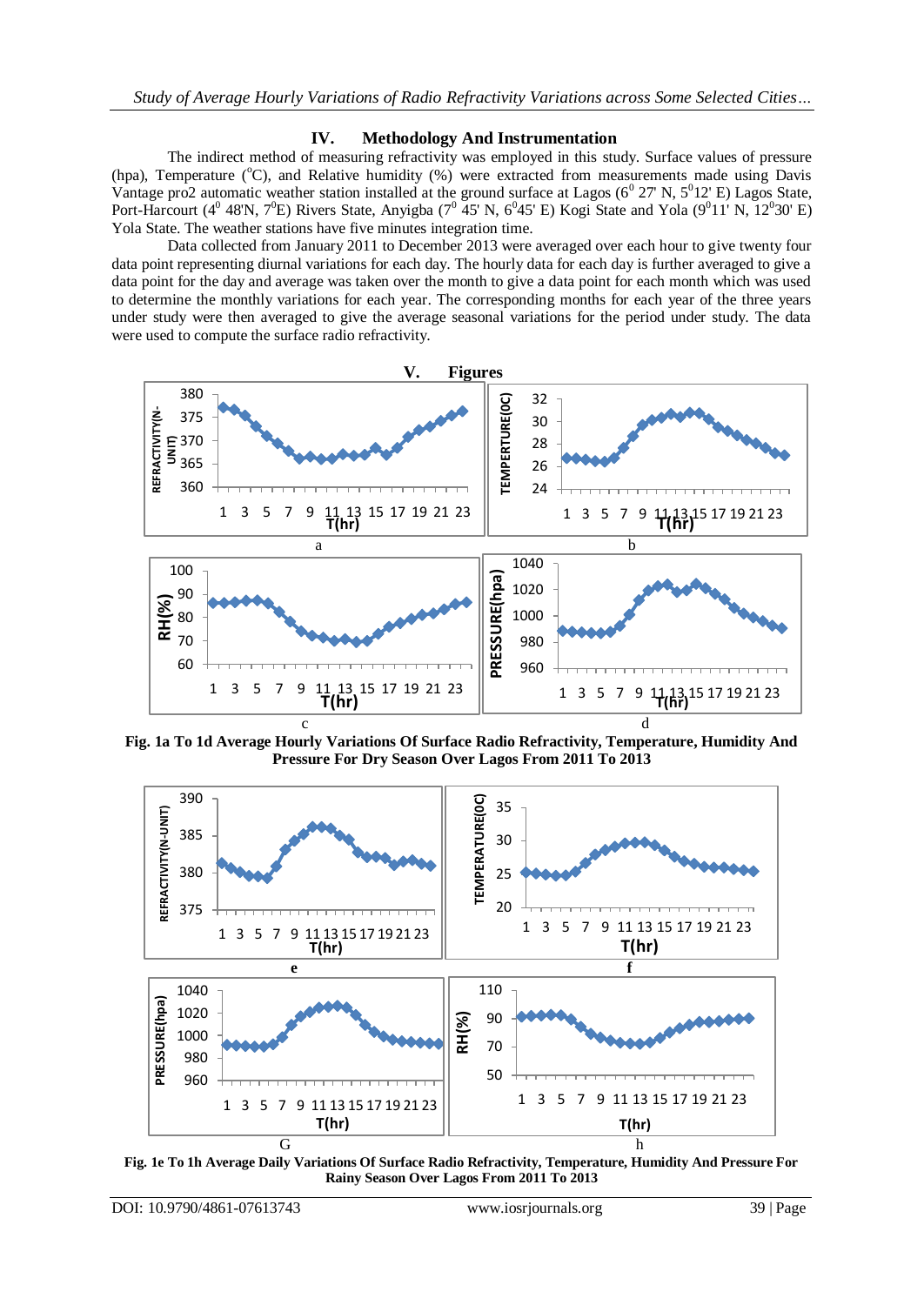## IV. Methodology And Instrumentation

The indirect method of measuring refractivity was employed in this study. Surface values of pressure (hpa), Temperature ($^{0}$C), and Relative humidity (%) were extracted from measurements made using Davis Vantage pro2 automatic weather station installed at the ground surface at Lagos ($6^{0}$ 27' N, $5^{0}$12' E) Lagos State, Port-Harcourt ($4^{0}$ 48'N, $7^{0}$E) Rivers State, Anyigba ($7^{0}$ 45' N, $6^{0}$45' E) Kogi State and Yola ($9^{0}$11' N, $12^{0}$30' E) Yola State. The weather stations have five minutes integration time.

Data collected from January 2011 to December 2013 were averaged over each hour to give twenty four data point representing diurnal variations for each day. The hourly data for each day is further averaged to give a data point for the day and average was taken over the month to give a data point for each month which was used to determine the monthly variations for each year. The corresponding months for each year of the three years under study were then averaged to give the average seasonal variations for the period under study. The data were used to compute the surface radio refractivity.

## V. Figures

**Fig. 1a To 1d Average Hourly Variations Of Surface Radio Refractivity, Temperature, Humidity And Pressure For Dry Season Over Lagos From 2011 To 2013**

**Fig. 1e To 1h Average Daily Variations Of Surface Radio Refractivity, Temperature, Humidity And Pressure For Rainy Season Over Lagos From 2011 To 2013**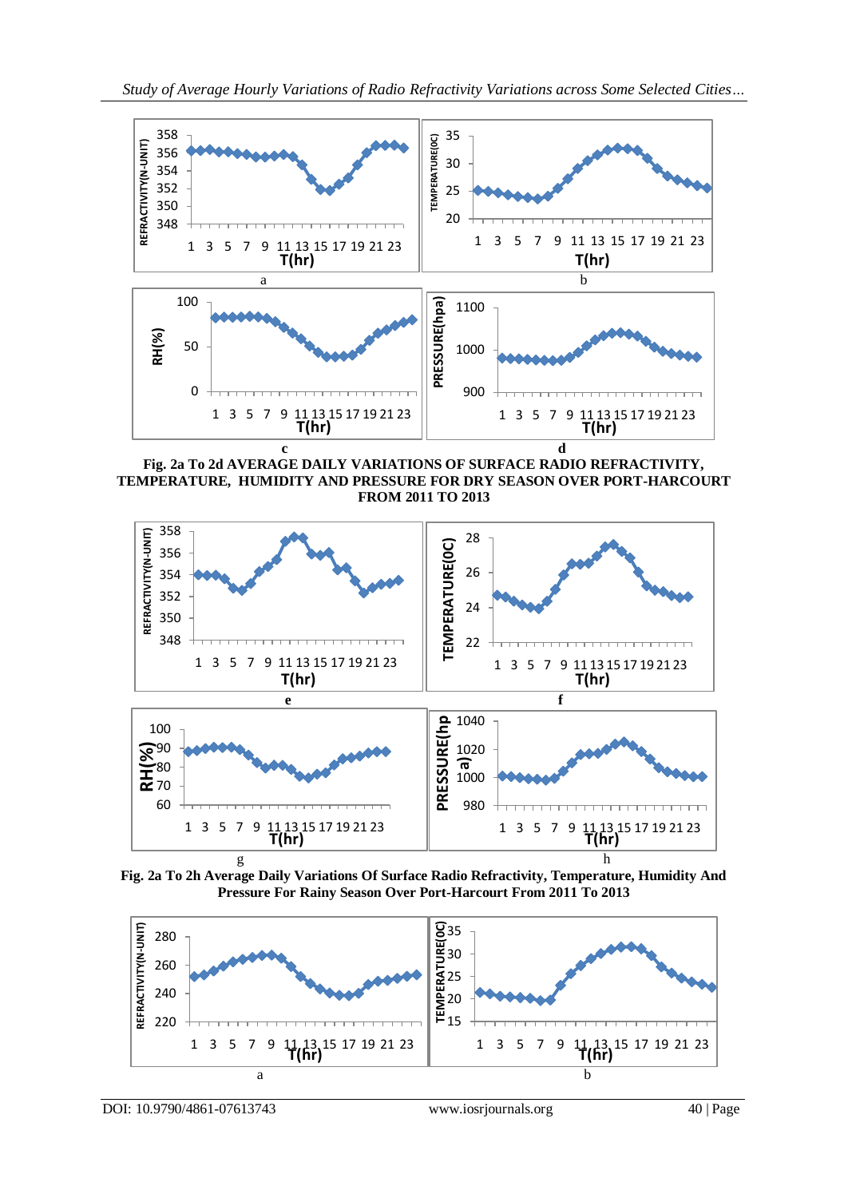**Fig. 2a To 2d AVERAGE DAILY VARIATIONS OF SURFACE RADIO REFRACTIVITY, TEMPERATURE, HUMIDITY AND PRESSURE FOR DRY SEASON OVER PORT-HARCOURT FROM 2011 TO 2013**

**Fig. 2a To 2h Average Daily Variations Of Surface Radio Refractivity, Temperature, Humidity And Pressure For Rainy Season Over Port-Harcourt From 2011 To 2013**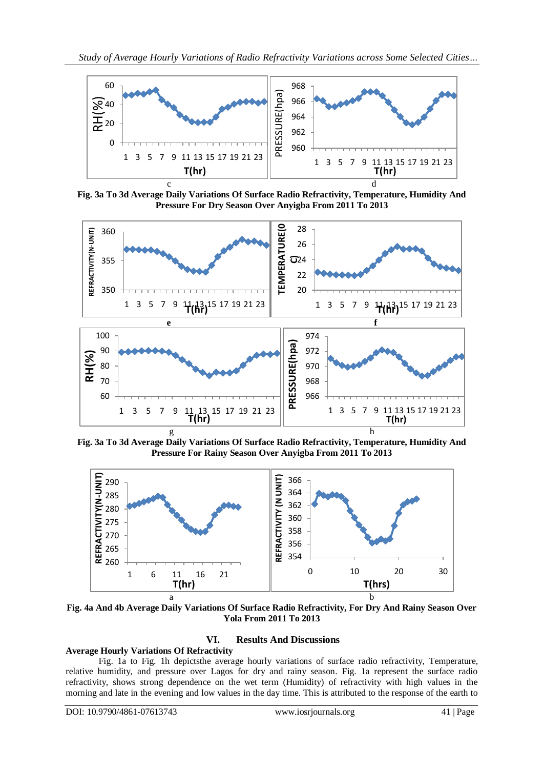Fig. 3a To 3d Average Daily Variations Of Surface Radio Refractivity, Temperature, Humidity And Pressure For Dry Season Over Anyigba From 2011 To 2013

Fig. 3a To 3d Average Daily Variations Of Surface Radio Refractivity, Temperature, Humidity And Pressure For Rainy Season Over Anyigba From 2011 To 2013

Fig. 4a And 4b Average Daily Variations Of Surface Radio Refractivity, For Dry And Rainy Season Over Yola From 2011 To 2013

## VI. Results And Discussions

### Average Hourly Variations Of Refractivity

Fig. 1a to Fig. 1h depictsthe average hourly variations of surface radio refractivity, Temperature, relative humidity, and pressure over Lagos for dry and rainy season. Fig. 1a represent the surface radio refractivity, shows strong dependence on the wet term (Humidity) of refractivity with high values in the morning and late in the evening and low values in the day time. This is attributed to the response of the earth to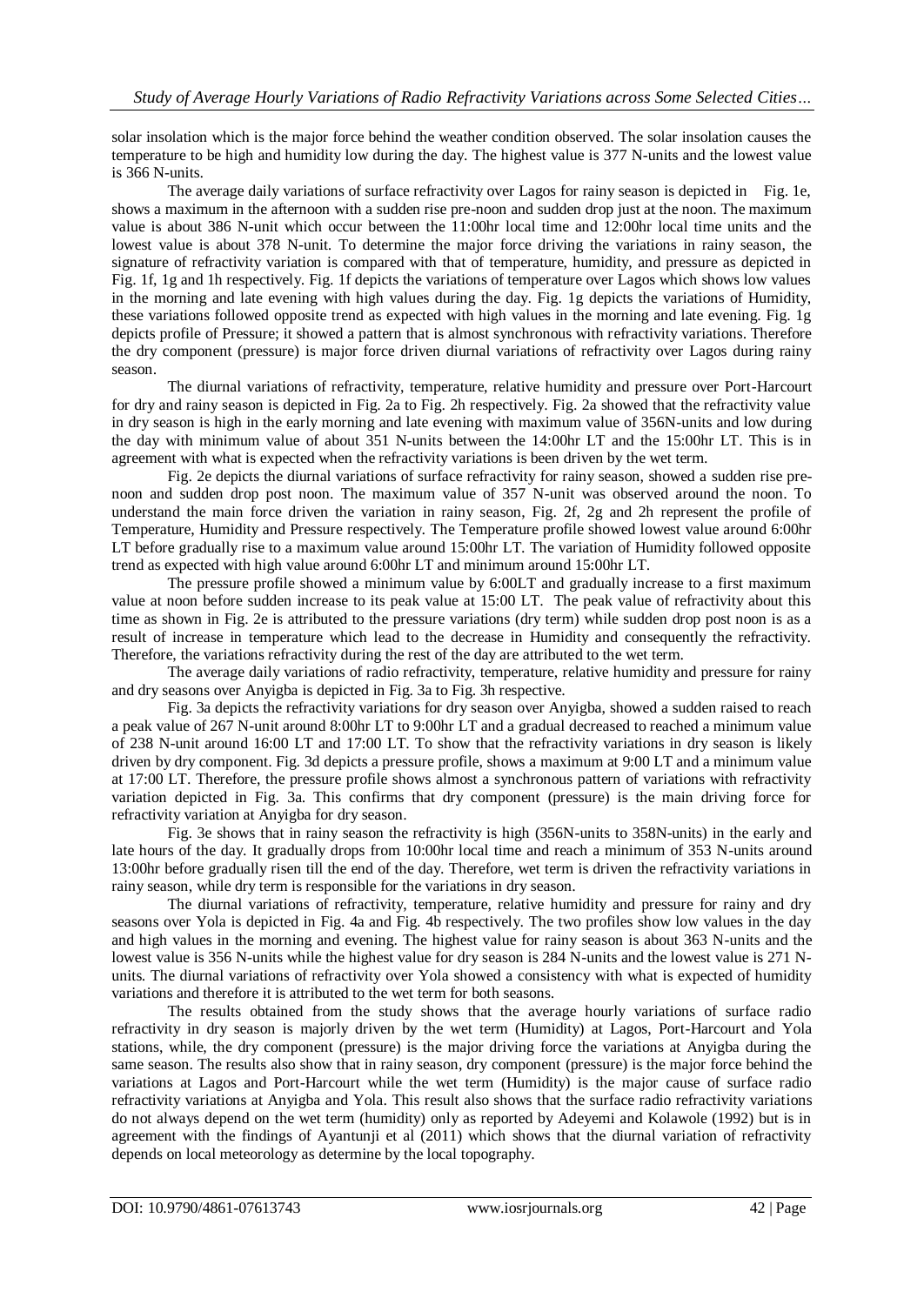solar insolation which is the major force behind the weather condition observed. The solar insolation causes the temperature to be high and humidity low during the day. The highest value is 377 N-units and the lowest value is 366 N-units.

The average daily variations of surface refractivity over Lagos for rainy season is depicted in Fig. 1e, shows a maximum in the afternoon with a sudden rise pre-noon and sudden drop just at the noon. The maximum value is about 386 N-unit which occur between the 11:00hr local time and 12:00hr local time units and the lowest value is about 378 N-unit. To determine the major force driving the variations in rainy season, the signature of refractivity variation is compared with that of temperature, humidity, and pressure as depicted in Fig. 1f, 1g and 1h respectively. Fig. 1f depicts the variations of temperature over Lagos which shows low values in the morning and late evening with high values during the day. Fig. 1g depicts the variations of Humidity, these variations followed opposite trend as expected with high values in the morning and late evening. Fig. 1g depicts profile of Pressure; it showed a pattern that is almost synchronous with refractivity variations. Therefore the dry component (pressure) is major force driven diurnal variations of refractivity over Lagos during rainy season.

The diurnal variations of refractivity, temperature, relative humidity and pressure over Port-Harcourt for dry and rainy season is depicted in Fig. 2a to Fig. 2h respectively. Fig. 2a showed that the refractivity value in dry season is high in the early morning and late evening with maximum value of 356N-units and low during the day with minimum value of about 351 N-units between the 14:00hr LT and the 15:00hr LT. This is in agreement with what is expected when the refractivity variations is been driven by the wet term.

Fig. 2e depicts the diurnal variations of surface refractivity for rainy season, showed a sudden rise pre-noon and sudden drop post noon. The maximum value of 357 N-unit was observed around the noon. To understand the main force driven the variation in rainy season, Fig. 2f, 2g and 2h represent the profile of Temperature, Humidity and Pressure respectively. The Temperature profile showed lowest value around 6:00hr LT before gradually rise to a maximum value around 15:00hr LT. The variation of Humidity followed opposite trend as expected with high value around 6:00hr LT and minimum around 15:00hr LT.

The pressure profile showed a minimum value by 6:00LT and gradually increase to a first maximum value at noon before sudden increase to its peak value at 15:00 LT. The peak value of refractivity about this time as shown in Fig. 2e is attributed to the pressure variations (dry term) while sudden drop post noon is as a result of increase in temperature which lead to the decrease in Humidity and consequently the refractivity. Therefore, the variations refractivity during the rest of the day are attributed to the wet term.

The average daily variations of radio refractivity, temperature, relative humidity and pressure for rainy and dry seasons over Anyigba is depicted in Fig. 3a to Fig. 3h respective.

Fig. 3a depicts the refractivity variations for dry season over Anyigba, showed a sudden raised to reach a peak value of 267 N-unit around 8:00hr LT to 9:00hr LT and a gradual decreased to reached a minimum value of 238 N-unit around 16:00 LT and 17:00 LT. To show that the refractivity variations in dry season is likely driven by dry component. Fig. 3d depicts a pressure profile, shows a maximum at 9:00 LT and a minimum value at 17:00 LT. Therefore, the pressure profile shows almost a synchronous pattern of variations with refractivity variation depicted in Fig. 3a. This confirms that dry component (pressure) is the main driving force for refractivity variation at Anyigba for dry season.

Fig. 3e shows that in rainy season the refractivity is high (356N-units to 358N-units) in the early and late hours of the day. It gradually drops from 10:00hr local time and reach a minimum of 353 N-units around 13:00hr before gradually risen till the end of the day. Therefore, wet term is driven the refractivity variations in rainy season, while dry term is responsible for the variations in dry season.

The diurnal variations of refractivity, temperature, relative humidity and pressure for rainy and dry seasons over Yola is depicted in Fig. 4a and Fig. 4b respectively. The two profiles show low values in the day and high values in the morning and evening. The highest value for rainy season is about 363 N-units and the lowest value is 356 N-units while the highest value for dry season is 284 N-units and the lowest value is 271 N-units. The diurnal variations of refractivity over Yola showed a consistency with what is expected of humidity variations and therefore it is attributed to the wet term for both seasons.

The results obtained from the study shows that the average hourly variations of surface radio refractivity in dry season is majorly driven by the wet term (Humidity) at Lagos, Port-Harcourt and Yola stations, while, the dry component (pressure) is the major driving force the variations at Anyigba during the same season. The results also show that in rainy season, dry component (pressure) is the major force behind the variations at Lagos and Port-Harcourt while the wet term (Humidity) is the major cause of surface radio refractivity variations at Anyigba and Yola. This result also shows that the surface radio refractivity variations do not always depend on the wet term (humidity) only as reported by Adeyemi and Kolawole (1992) but is in agreement with the findings of Ayantunji et al (2011) which shows that the diurnal variation of refractivity depends on local meteorology as determine by the local topography.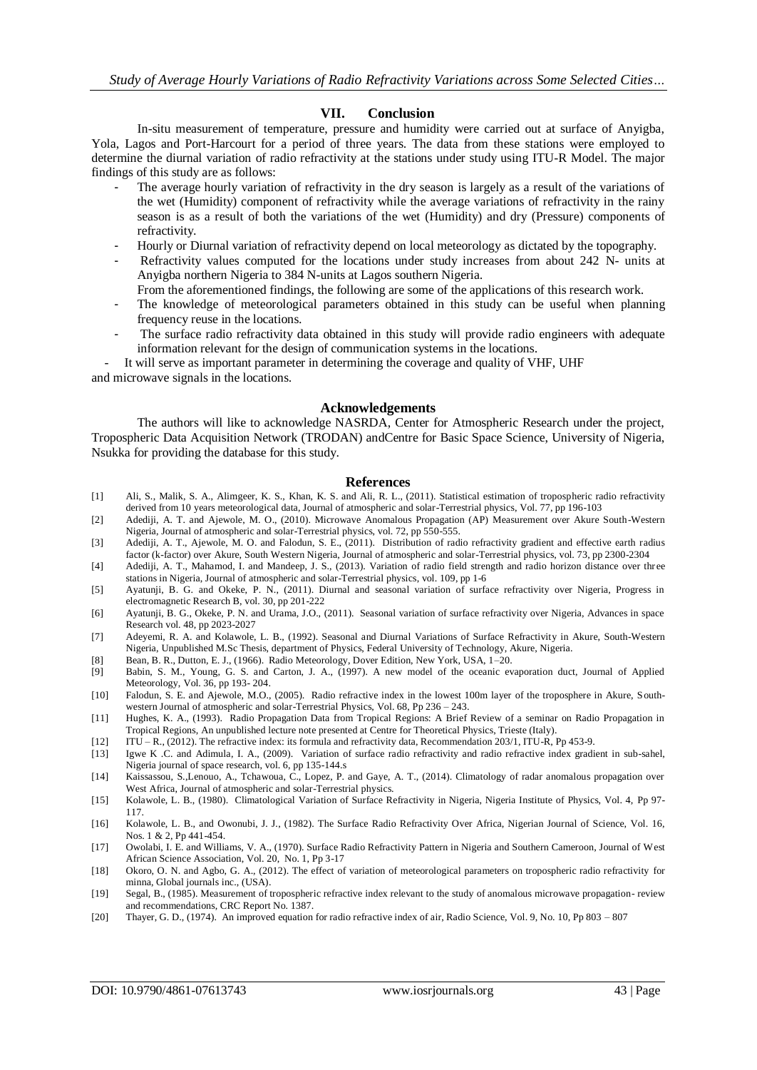## VII. Conclusion

In-situ measurement of temperature, pressure and humidity were carried out at surface of Anyigba, Yola, Lagos and Port-Harcourt for a period of three years. The data from these stations were employed to determine the diurnal variation of radio refractivity at the stations under study using ITU-R Model. The major findings of this study are as follows:

- The average hourly variation of refractivity in the dry season is largely as a result of the variations of the wet (Humidity) component of refractivity while the average variations of refractivity in the rainy season is as a result of both the variations of the wet (Humidity) and dry (Pressure) components of refractivity.
- Hourly or Diurnal variation of refractivity depend on local meteorology as dictated by the topography.
- Refractivity values computed for the locations under study increases from about 242 N- units at Anyigba northern Nigeria to 384 N-units at Lagos southern Nigeria.

From the aforementioned findings, the following are some of the applications of this research work.

- The knowledge of meteorological parameters obtained in this study can be useful when planning frequency reuse in the locations.
- The surface radio refractivity data obtained in this study will provide radio engineers with adequate information relevant for the design of communication systems in the locations.
- It will serve as important parameter in determining the coverage and quality of VHF, UHF and microwave signals in the locations.

## Acknowledgements

The authors will like to acknowledge NASRDA, Center for Atmospheric Research under the project, Tropospheric Data Acquisition Network (TRODAN) andCentre for Basic Space Science, University of Nigeria, Nsukka for providing the database for this study.

## References

[1] Ali, S., Malik, S. A., Alimgeer, K. S., Khan, K. S. and Ali, R. L., (2011). Statistical estimation of tropospheric radio refractivity derived from 10 years meteorological data, Journal of atmospheric and solar-Terrestrial physics, Vol. 77, pp 196-103

[2] Adediji, A. T. and Ajewole, M. O., (2010). Microwave Anomalous Propagation (AP) Measurement over Akure South-Western Nigeria, Journal of atmospheric and solar-Terrestrial physics, vol. 72, pp 550-555.

[3] Adediji, A. T., Ajewole, M. O. and Falodun, S. E., (2011). Distribution of radio refractivity gradient and effective earth radius factor (k-factor) over Akure, South Western Nigeria, Journal of atmospheric and solar-Terrestrial physics, vol. 73, pp 2300-2304

[4] Adediji, A. T., Mahamod, I. and Mandeep, J. S., (2013). Variation of radio field strength and radio horizon distance over three stations in Nigeria, Journal of atmospheric and solar-Terrestrial physics, vol. 109, pp 1-6

[5] Ayatunji, B. G. and Okeke, P. N., (2011). Diurnal and seasonal variation of surface refractivity over Nigeria, Progress in electromagnetic Research B, vol. 30, pp 201-222

[6] Ayatunji, B. G., Okeke, P. N. and Urama, J.O., (2011). Seasonal variation of surface refractivity over Nigeria, Advances in space Research vol. 48, pp 2023-2027

[7] Adeyemi, R. A. and Kolawole, L. B., (1992). Seasonal and Diurnal Variations of Surface Refractivity in Akure, South-Western Nigeria, Unpublished M.Sc Thesis, department of Physics, Federal University of Technology, Akure, Nigeria.

[8] Bean, B. R., Dutton, E. J., (1966). Radio Meteorology, Dover Edition, New York, USA, 1–20.

[9] Babin, S. M., Young, G. S. and Carton, J. A., (1997). A new model of the oceanic evaporation duct, Journal of Applied Meteorology, Vol. 36, pp 193- 204.

[10] Falodun, S. E. and Ajewole, M.O., (2005). Radio refractive index in the lowest 100m layer of the troposphere in Akure, South-western Journal of atmospheric and solar-Terrestrial Physics, Vol. 68, Pp 236 – 243.

[11] Hughes, K. A., (1993). Radio Propagation Data from Tropical Regions: A Brief Review of a seminar on Radio Propagation in Tropical Regions, An unpublished lecture note presented at Centre for Theoretical Physics, Trieste (Italy).

[12] ITU – R., (2012). The refractive index: its formula and refractivity data, Recommendation 203/1, ITU-R, Pp 453-9.

[13] Igwe K .C. and Adimula, I. A., (2009). Variation of surface radio refractivity and radio refractive index gradient in sub-sahel, Nigeria journal of space research, vol. 6, pp 135-144.s

[14] Kaissassou, S.,Lenouo, A., Tchawoua, C., Lopez, P. and Gaye, A. T., (2014). Climatology of radar anomalous propagation over West Africa, Journal of atmospheric and solar-Terrestrial physics.

[15] Kolawole, L. B., (1980). Climatological Variation of Surface Refractivity in Nigeria, Nigeria Institute of Physics, Vol. 4, Pp 97-117.

[16] Kolawole, L. B., and Owonubi, J. J., (1982). The Surface Radio Refractivity Over Africa, Nigerian Journal of Science, Vol. 16, Nos. 1 & 2, Pp 441-454.

[17] Owolabi, I. E. and Williams, V. A., (1970). Surface Radio Refractivity Pattern in Nigeria and Southern Cameroon, Journal of West African Science Association, Vol. 20, No. 1, Pp 3-17

[18] Okoro, O. N. and Agbo, G. A., (2012). The effect of variation of meteorological parameters on tropospheric radio refractivity for minna, Global journals inc., (USA).

[19] Segal, B., (1985). Measurement of tropospheric refractive index relevant to the study of anomalous microwave propagation- review and recommendations, CRC Report No. 1387.

[20] Thayer, G. D., (1974). An improved equation for radio refractive index of air, Radio Science, Vol. 9, No. 10, Pp 803 – 807